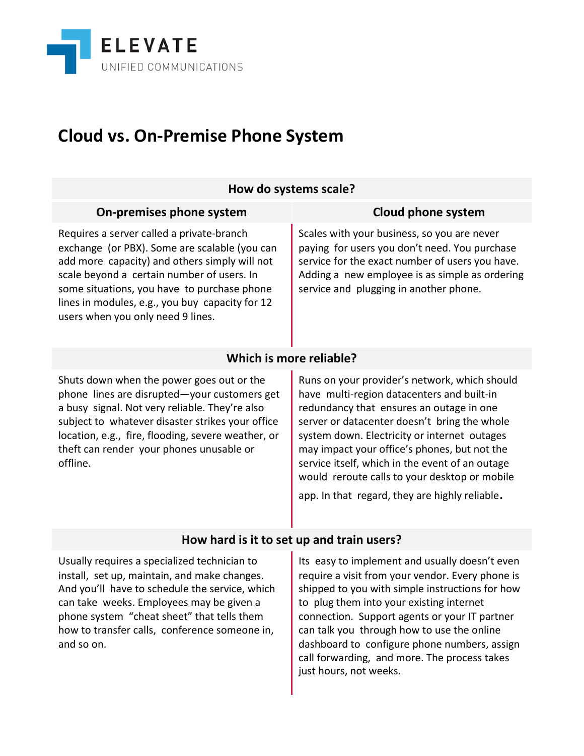ELEVATE
UNIFIED COMMUNICATIONS

# Cloud vs. On-Premise Phone System

| How do systems scale? | |
|---|---|
| **On-premises phone system** | **Cloud phone system** |
| Requires a server called a private-branch exchange (or PBX). Some are scalable (you can add more capacity) and others simply will not scale beyond a certain number of users. In some situations, you have to purchase phone lines in modules, e.g., you buy capacity for 12 users when you only need 9 lines. | Scales with your business, so you are never paying for users you don't need. You purchase service for the exact number of users you have. Adding a new employee is as simple as ordering service and plugging in another phone. |
| **Which is more reliable?** | |
| Shuts down when the power goes out or the phone lines are disrupted—your customers get a busy signal. Not very reliable. They're also subject to whatever disaster strikes your office location, e.g., fire, flooding, severe weather, or theft can render your phones unusable or offline. | Runs on your provider's network, which should have multi-region datacenters and built-in redundancy that ensures an outage in one server or datacenter doesn't bring the whole system down. Electricity or internet outages may impact your office's phones, but not the service itself, which in the event of an outage would reroute calls to your desktop or mobile app. In that regard, they are highly reliable. |
| **How hard is it to set up and train users?** | |
| Usually requires a specialized technician to install, set up, maintain, and make changes. And you'll have to schedule the service, which can take weeks. Employees may be given a phone system "cheat sheet" that tells them how to transfer calls, conference someone in, and so on. | Its easy to implement and usually doesn't even require a visit from your vendor. Every phone is shipped to you with simple instructions for how to plug them into your existing internet connection. Support agents or your IT partner can talk you through how to use the online dashboard to configure phone numbers, assign call forwarding, and more. The process takes just hours, not weeks. |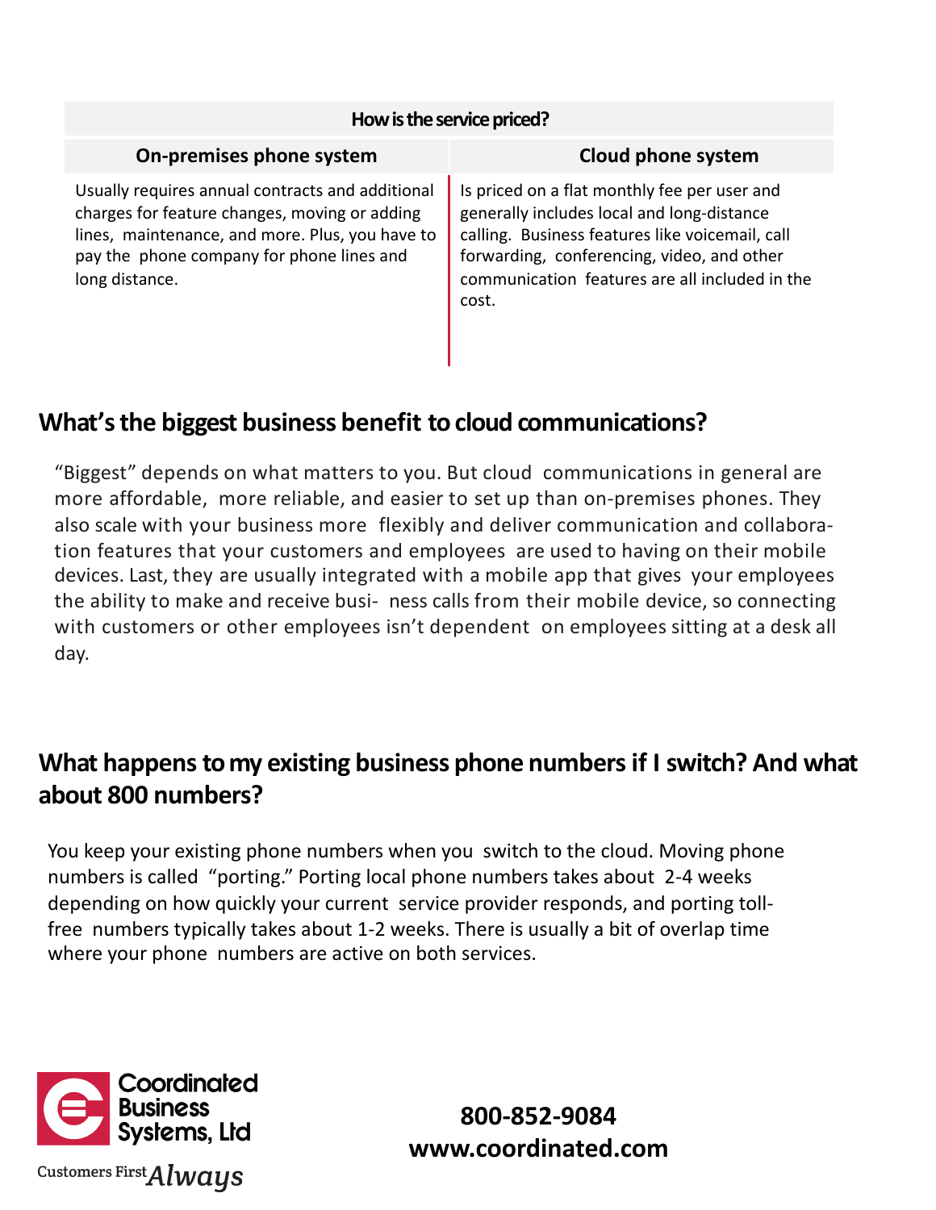| How is the service priced? | |
|---|---|
| **On-premises phone system** | **Cloud phone system** |
| Usually requires annual contracts and additional charges for feature changes, moving or adding lines, maintenance, and more. Plus, you have to pay the phone company for phone lines and long distance. | Is priced on a flat monthly fee per user and generally includes local and long-distance calling. Business features like voicemail, call forwarding, conferencing, video, and other communication features are all included in the cost. |

## What's the biggest business benefit to cloud communications?

"Biggest" depends on what matters to you. But cloud communications in general are more affordable, more reliable, and easier to set up than on-premises phones. They also scale with your business more flexibly and deliver communication and collaboration features that your customers and employees are used to having on their mobile devices. Last, they are usually integrated with a mobile app that gives your employees the ability to make and receive business calls from their mobile device, so connecting with customers or other employees isn't dependent on employees sitting at a desk all day.

## What happens to my existing business phone numbers if I switch? And what about 800 numbers?

You keep your existing phone numbers when you switch to the cloud. Moving phone numbers is called "porting." Porting local phone numbers takes about 2-4 weeks depending on how quickly your current service provider responds, and porting toll-free numbers typically takes about 1-2 weeks. There is usually a bit of overlap time where your phone numbers are active on both services.

Coordinated Business Systems, Ltd

Customers First *Always*

**800-852-9084**
**www.coordinated.com**